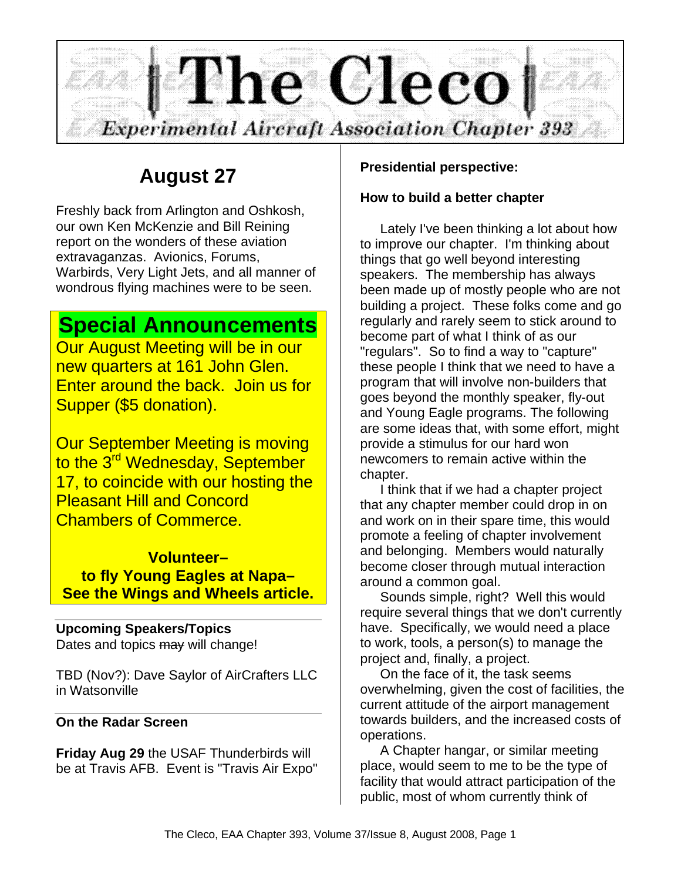# The Cleco

*Experimental Aircraft Association Chapter 393*

## August 27

Freshly back from Arlington and Oshkosh, our own Ken McKenzie and Bill Reining report on the wonders of these aviation extravaganzas. Avionics, Forums, Warbirds, Very Light Jets, and all manner of wondrous flying machines were to be seen.

## Special Announcements

Our August Meeting will be in our new quarters at 161 John Glen. Enter around the back. Join us for Supper ($5 donation).

Our September Meeting is moving to the 3rd Wednesday, September 17, to coincide with our hosting the Pleasant Hill and Concord Chambers of Commerce.

**Volunteer–**
**to fly Young Eagles at Napa–**
**See the Wings and Wheels article.**

**Upcoming Speakers/Topics**
Dates and topics ~~may~~ will change!

TBD (Nov?): Dave Saylor of AirCrafters LLC in Watsonville

**On the Radar Screen**

**Friday Aug 29** the USAF Thunderbirds will be at Travis AFB. Event is "Travis Air Expo"

**Presidential perspective:**

**How to build a better chapter**

Lately I've been thinking a lot about how to improve our chapter. I'm thinking about things that go well beyond interesting speakers. The membership has always been made up of mostly people who are not building a project. These folks come and go regularly and rarely seem to stick around to become part of what I think of as our "regulars". So to find a way to "capture" these people I think that we need to have a program that will involve non-builders that goes beyond the monthly speaker, fly-out and Young Eagle programs. The following are some ideas that, with some effort, might provide a stimulus for our hard won newcomers to remain active within the chapter.

I think that if we had a chapter project that any chapter member could drop in on and work on in their spare time, this would promote a feeling of chapter involvement and belonging. Members would naturally become closer through mutual interaction around a common goal.

Sounds simple, right? Well this would require several things that we don't currently have. Specifically, we would need a place to work, tools, a person(s) to manage the project and, finally, a project.

On the face of it, the task seems overwhelming, given the cost of facilities, the current attitude of the airport management towards builders, and the increased costs of operations.

A Chapter hangar, or similar meeting place, would seem to me to be the type of facility that would attract participation of the public, most of whom currently think of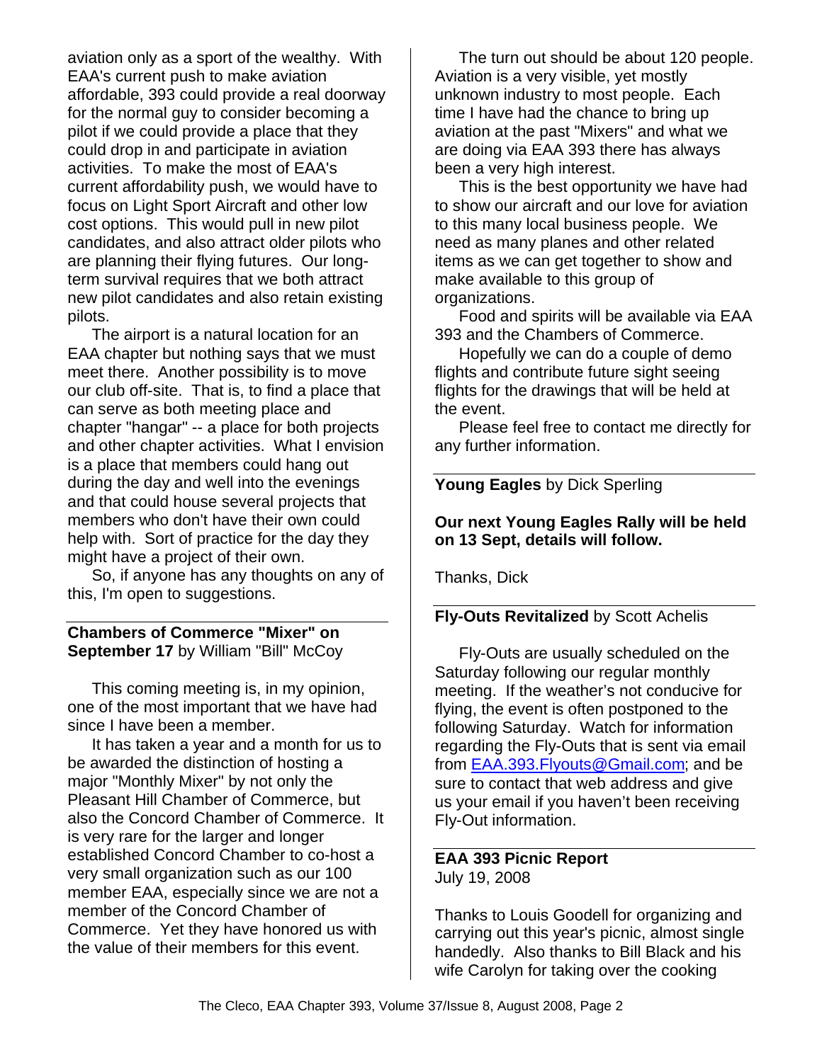aviation only as a sport of the wealthy. With EAA's current push to make aviation affordable, 393 could provide a real doorway for the normal guy to consider becoming a pilot if we could provide a place that they could drop in and participate in aviation activities. To make the most of EAA's current affordability push, we would have to focus on Light Sport Aircraft and other low cost options. This would pull in new pilot candidates, and also attract older pilots who are planning their flying futures. Our long-term survival requires that we both attract new pilot candidates and also retain existing pilots.

The airport is a natural location for an EAA chapter but nothing says that we must meet there. Another possibility is to move our club off-site. That is, to find a place that can serve as both meeting place and chapter "hangar" -- a place for both projects and other chapter activities. What I envision is a place that members could hang out during the day and well into the evenings and that could house several projects that members who don't have their own could help with. Sort of practice for the day they might have a project of their own.

So, if anyone has any thoughts on any of this, I'm open to suggestions.

**Chambers of Commerce "Mixer" on September 17** by William "Bill" McCoy

This coming meeting is, in my opinion, one of the most important that we have had since I have been a member.

It has taken a year and a month for us to be awarded the distinction of hosting a major "Monthly Mixer" by not only the Pleasant Hill Chamber of Commerce, but also the Concord Chamber of Commerce. It is very rare for the larger and longer established Concord Chamber to co-host a very small organization such as our 100 member EAA, especially since we are not a member of the Concord Chamber of Commerce. Yet they have honored us with the value of their members for this event.

The turn out should be about 120 people. Aviation is a very visible, yet mostly unknown industry to most people. Each time I have had the chance to bring up aviation at the past "Mixers" and what we are doing via EAA 393 there has always been a very high interest.

This is the best opportunity we have had to show our aircraft and our love for aviation to this many local business people. We need as many planes and other related items as we can get together to show and make available to this group of organizations.

Food and spirits will be available via EAA 393 and the Chambers of Commerce.

Hopefully we can do a couple of demo flights and contribute future sight seeing flights for the drawings that will be held at the event.

Please feel free to contact me directly for any further information.

**Young Eagles** by Dick Sperling

**Our next Young Eagles Rally will be held on 13 Sept, details will follow.**

Thanks, Dick

**Fly-Outs Revitalized** by Scott Achelis

Fly-Outs are usually scheduled on the Saturday following our regular monthly meeting. If the weather's not conducive for flying, the event is often postponed to the following Saturday. Watch for information regarding the Fly-Outs that is sent via email from EAA.393.Flyouts@Gmail.com; and be sure to contact that web address and give us your email if you haven't been receiving Fly-Out information.

**EAA 393 Picnic Report**
July 19, 2008

Thanks to Louis Goodell for organizing and carrying out this year's picnic, almost single handedly. Also thanks to Bill Black and his wife Carolyn for taking over the cooking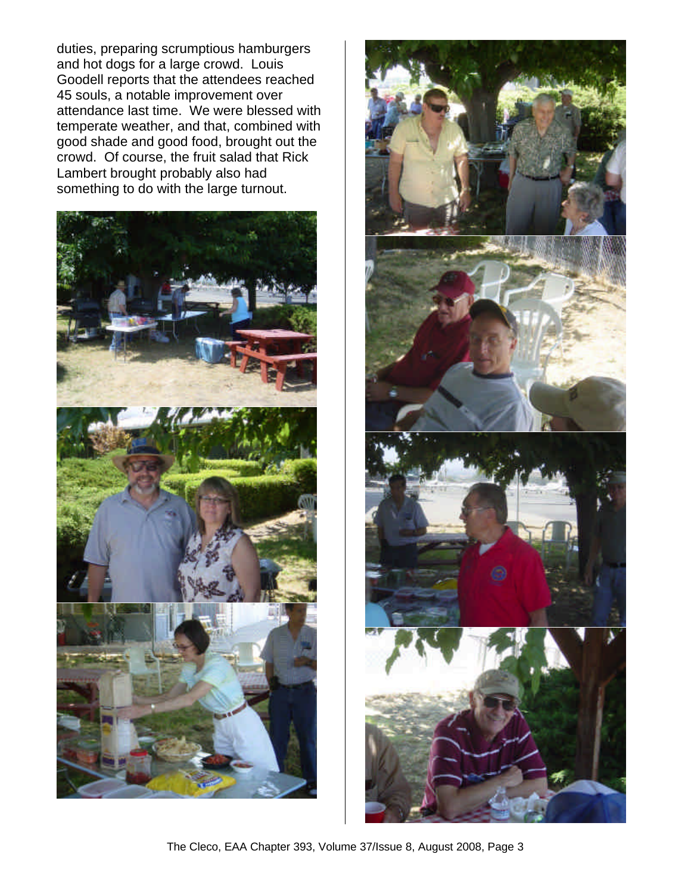duties, preparing scrumptious hamburgers and hot dogs for a large crowd. Louis Goodell reports that the attendees reached 45 souls, a notable improvement over attendance last time. We were blessed with temperate weather, and that, combined with good shade and good food, brought out the crowd. Of course, the fruit salad that Rick Lambert brought probably also had something to do with the large turnout.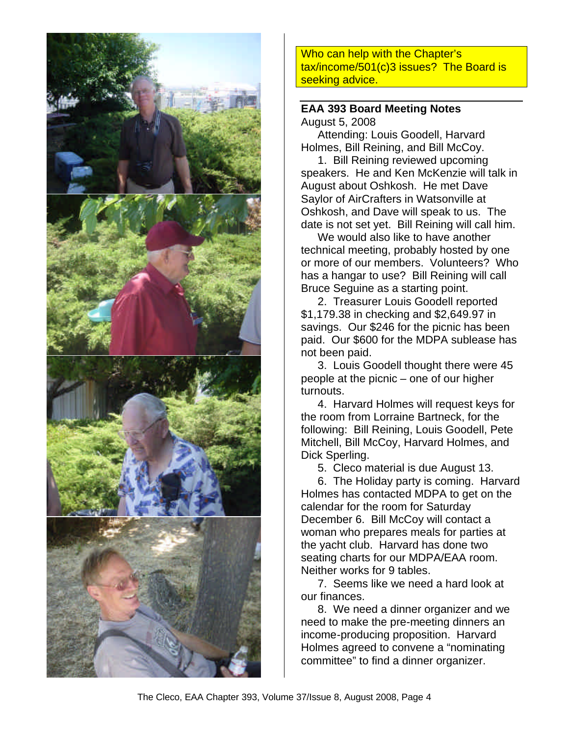Who can help with the Chapter's tax/income/501(c)3 issues? The Board is seeking advice.

## EAA 393 Board Meeting Notes

August 5, 2008

Attending: Louis Goodell, Harvard Holmes, Bill Reining, and Bill McCoy.

1. Bill Reining reviewed upcoming speakers. He and Ken McKenzie will talk in August about Oshkosh. He met Dave Saylor of AirCrafters in Watsonville at Oshkosh, and Dave will speak to us. The date is not set yet. Bill Reining will call him.

   We would also like to have another technical meeting, probably hosted by one or more of our members. Volunteers? Who has a hangar to use? Bill Reining will call Bruce Seguine as a starting point.

2. Treasurer Louis Goodell reported $1,179.38 in checking and $2,649.97 in savings. Our $246 for the picnic has been paid. Our $600 for the MDPA sublease has not been paid.

3. Louis Goodell thought there were 45 people at the picnic – one of our higher turnouts.

4. Harvard Holmes will request keys for the room from Lorraine Bartneck, for the following: Bill Reining, Louis Goodell, Pete Mitchell, Bill McCoy, Harvard Holmes, and Dick Sperling.

5. Cleco material is due August 13.

6. The Holiday party is coming. Harvard Holmes has contacted MDPA to get on the calendar for the room for Saturday December 6. Bill McCoy will contact a woman who prepares meals for parties at the yacht club. Harvard has done two seating charts for our MDPA/EAA room. Neither works for 9 tables.

7. Seems like we need a hard look at our finances.

8. We need a dinner organizer and we need to make the pre-meeting dinners an income-producing proposition. Harvard Holmes agreed to convene a "nominating committee" to find a dinner organizer.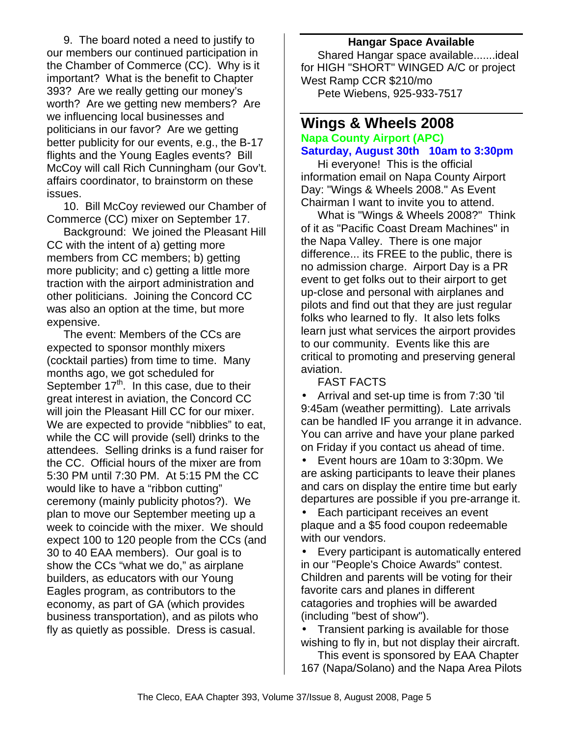9. The board noted a need to justify to our members our continued participation in the Chamber of Commerce (CC). Why is it important? What is the benefit to Chapter 393? Are we really getting our money's worth? Are we getting new members? Are we influencing local businesses and politicians in our favor? Are we getting better publicity for our events, e.g., the B-17 flights and the Young Eagles events? Bill McCoy will call Rich Cunningham (our Gov't. affairs coordinator, to brainstorm on these issues.

10. Bill McCoy reviewed our Chamber of Commerce (CC) mixer on September 17.

Background: We joined the Pleasant Hill CC with the intent of a) getting more members from CC members; b) getting more publicity; and c) getting a little more traction with the airport administration and other politicians. Joining the Concord CC was also an option at the time, but more expensive.

The event: Members of the CCs are expected to sponsor monthly mixers (cocktail parties) from time to time. Many months ago, we got scheduled for September 17th. In this case, due to their great interest in aviation, the Concord CC will join the Pleasant Hill CC for our mixer. We are expected to provide "nibblies" to eat, while the CC will provide (sell) drinks to the attendees. Selling drinks is a fund raiser for the CC. Official hours of the mixer are from 5:30 PM until 7:30 PM. At 5:15 PM the CC would like to have a "ribbon cutting" ceremony (mainly publicity photos?). We plan to move our September meeting up a week to coincide with the mixer. We should expect 100 to 120 people from the CCs (and 30 to 40 EAA members). Our goal is to show the CCs "what we do," as airplane builders, as educators with our Young Eagles program, as contributors to the economy, as part of GA (which provides business transportation), and as pilots who fly as quietly as possible. Dress is casual.

### Hangar Space Available

Shared Hangar space available.......ideal for HIGH "SHORT" WINGED A/C or project West Ramp CCR $210/mo

Pete Wiebens, 925-933-7517

## Wings & Wheels 2008

**Napa County Airport (APC)**

**Saturday, August 30th 10am to 3:30pm**

Hi everyone! This is the official information email on Napa County Airport Day: "Wings & Wheels 2008." As Event Chairman I want to invite you to attend.

What is "Wings & Wheels 2008?" Think of it as "Pacific Coast Dream Machines" in the Napa Valley. There is one major difference... its FREE to the public, there is no admission charge. Airport Day is a PR event to get folks out to their airport to get up-close and personal with airplanes and pilots and find out that they are just regular folks who learned to fly. It also lets folks learn just what services the airport provides to our community. Events like this are critical to promoting and preserving general aviation.

FAST FACTS

- Arrival and set-up time is from 7:30 'til 9:45am (weather permitting). Late arrivals can be handled IF you arrange it in advance. You can arrive and have your plane parked on Friday if you contact us ahead of time.
- Event hours are 10am to 3:30pm. We are asking participants to leave their planes and cars on display the entire time but early departures are possible if you pre-arrange it.
- Each participant receives an event plaque and a $5 food coupon redeemable with our vendors.
- Every participant is automatically entered in our "People's Choice Awards" contest. Children and parents will be voting for their favorite cars and planes in different catagories and trophies will be awarded (including "best of show").
- Transient parking is available for those wishing to fly in, but not display their aircraft.

This event is sponsored by EAA Chapter 167 (Napa/Solano) and the Napa Area Pilots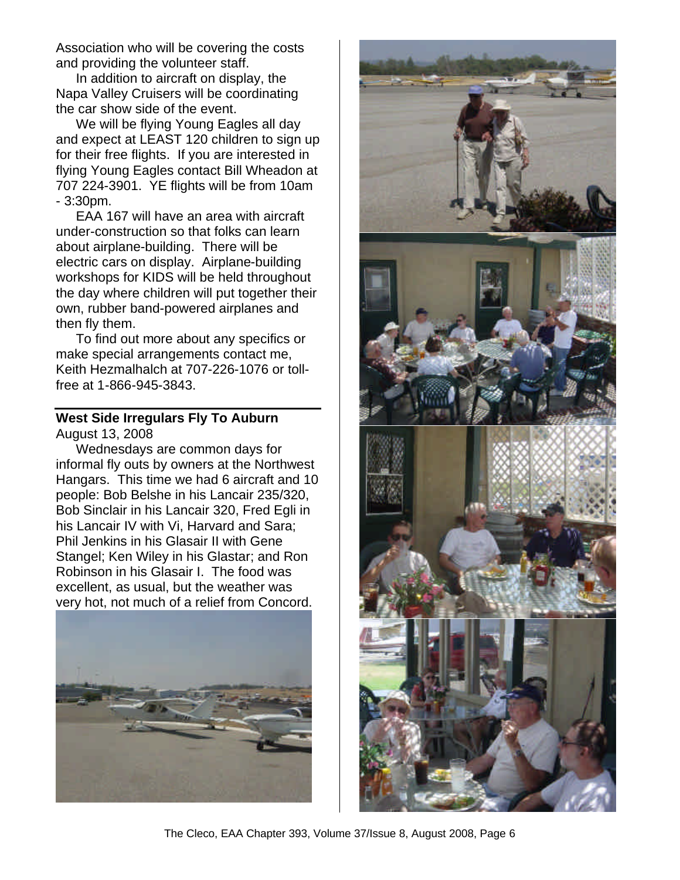Association who will be covering the costs and providing the volunteer staff.

In addition to aircraft on display, the Napa Valley Cruisers will be coordinating the car show side of the event.

We will be flying Young Eagles all day and expect at LEAST 120 children to sign up for their free flights. If you are interested in flying Young Eagles contact Bill Wheadon at 707 224-3901. YE flights will be from 10am - 3:30pm.

EAA 167 will have an area with aircraft under-construction so that folks can learn about airplane-building. There will be electric cars on display. Airplane-building workshops for KIDS will be held throughout the day where children will put together their own, rubber band-powered airplanes and then fly them.

To find out more about any specifics or make special arrangements contact me, Keith Hezmalhalch at 707-226-1076 or toll-free at 1-866-945-3843.

## West Side Irregulars Fly To Auburn

August 13, 2008

Wednesdays are common days for informal fly outs by owners at the Northwest Hangars. This time we had 6 aircraft and 10 people: Bob Belshe in his Lancair 235/320, Bob Sinclair in his Lancair 320, Fred Egli in his Lancair IV with Vi, Harvard and Sara; Phil Jenkins in his Glasair II with Gene Stangel; Ken Wiley in his Glastar; and Ron Robinson in his Glasair I. The food was excellent, as usual, but the weather was very hot, not much of a relief from Concord.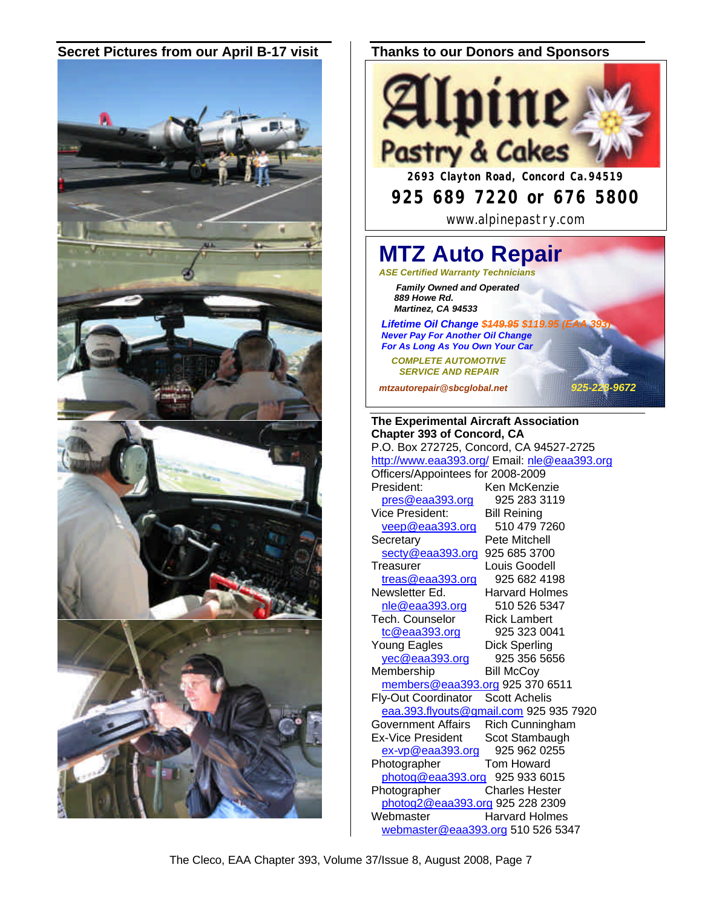## Secret Pictures from our April B-17 visit

## Thanks to our Donors and Sponsors

**Alpine Pastry & Cakes**

2693 Clayton Road, Concord Ca.94519

**925 689 7220 or 676 5800**

www.alpinepastry.com

**MTZ Auto Repair**

*ASE Certified Warranty Technicians*

***Family Owned and Operated***
***889 Howe Rd.***
***Martinez, CA 94533***

***Lifetime Oil Change ~~$149.95~~ $119.95 (EAA 393)***
***Never Pay For Another Oil Change***
***For As Long As You Own Your Car***

***COMPLETE AUTOMOTIVE SERVICE AND REPAIR***

***mtzautorepair@sbcglobal.net*** ***925-228-9672***

**The Experimental Aircraft Association**
**Chapter 393 of Concord, CA**
P.O. Box 272725, Concord, CA 94527-2725
http://www.eaa393.org/ Email: nle@eaa393.org
Officers/Appointees for 2008-2009

| Position | Name / Phone |
|---|---|
| President: | Ken McKenzie |
| pres@eaa393.org | 925 283 3119 |
| Vice President: | Bill Reining |
| veep@eaa393.org | 510 479 7260 |
| Secretary | Pete Mitchell |
| secty@eaa393.org | 925 685 3700 |
| Treasurer | Louis Goodell |
| treas@eaa393.org | 925 682 4198 |
| Newsletter Ed. | Harvard Holmes |
| nle@eaa393.org | 510 526 5347 |
| Tech. Counselor | Rick Lambert |
| tc@eaa393.org | 925 323 0041 |
| Young Eagles | Dick Sperling |
| yec@eaa393.org | 925 356 5656 |
| Membership | Bill McCoy |
| members@eaa393.org | 925 370 6511 |
| Fly-Out Coordinator | Scott Achelis |
| eaa.393.flyouts@gmail.com | 925 935 7920 |
| Government Affairs | Rich Cunningham |
| Ex-Vice President | Scot Stambaugh |
| ex-vp@eaa393.org | 925 962 0255 |
| Photographer | Tom Howard |
| photog@eaa393.org | 925 933 6015 |
| Photographer | Charles Hester |
| photog2@eaa393.org | 925 228 2309 |
| Webmaster | Harvard Holmes |
| webmaster@eaa393.org | 510 526 5347 |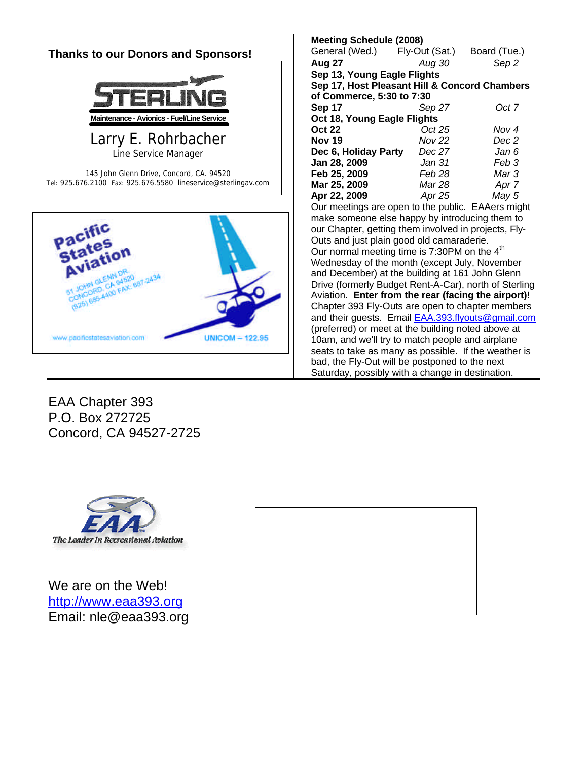## Thanks to our Donors and Sponsors!

STERLING

Maintenance - Avionics - Fuel/Line Service

Larry E. Rohrbacher
Line Service Manager

145 John Glenn Drive, Concord, CA. 94520
Tel: 925.676.2100 Fax: 925.676.5580 lineservice@sterlingav.com

Pacific States Aviation

51 JOHN GLENN DR.
CONCORD, CA 94520
(925) 685-4400 FAX: 687-2434

www.pacificstatesaviation.com

UNICOM – 122.95

**Meeting Schedule (2008)**

| General (Wed.) | Fly-Out (Sat.) | Board (Tue.) |
|---|---|---|
| **Aug 27** | *Aug 30* | *Sep 2* |
| **Sep 13, Young Eagle Flights** | | |
| **Sep 17, Host Pleasant Hill & Concord Chambers of Commerce, 5:30 to 7:30** | | |
| **Sep 17** | *Sep 27* | *Oct 7* |
| **Oct 18, Young Eagle Flights** | | |
| **Oct 22** | *Oct 25* | *Nov 4* |
| **Nov 19** | *Nov 22* | *Dec 2* |
| **Dec 6, Holiday Party** | *Dec 27* | *Jan 6* |
| **Jan 28, 2009** | *Jan 31* | *Feb 3* |
| **Feb 25, 2009** | *Feb 28* | *Mar 3* |
| **Mar 25, 2009** | *Mar 28* | *Apr 7* |
| **Apr 22, 2009** | *Apr 25* | *May 5* |

Our meetings are open to the public. EAAers might make someone else happy by introducing them to our Chapter, getting them involved in projects, Fly-Outs and just plain good old camaraderie.

Our normal meeting time is 7:30PM on the 4th Wednesday of the month (except July, November and December) at the building at 161 John Glenn Drive (formerly Budget Rent-A-Car), north of Sterling Aviation. **Enter from the rear (facing the airport)!** Chapter 393 Fly-Outs are open to chapter members and their guests. Email EAA.393.flyouts@gmail.com (preferred) or meet at the building noted above at 10am, and we'll try to match people and airplane seats to take as many as possible. If the weather is bad, the Fly-Out will be postponed to the next Saturday, possibly with a change in destination.

---

EAA Chapter 393
P.O. Box 272725
Concord, CA 94527-2725

EAA
The Leader In Recreational Aviation

We are on the Web!
http://www.eaa393.org
Email: nle@eaa393.org